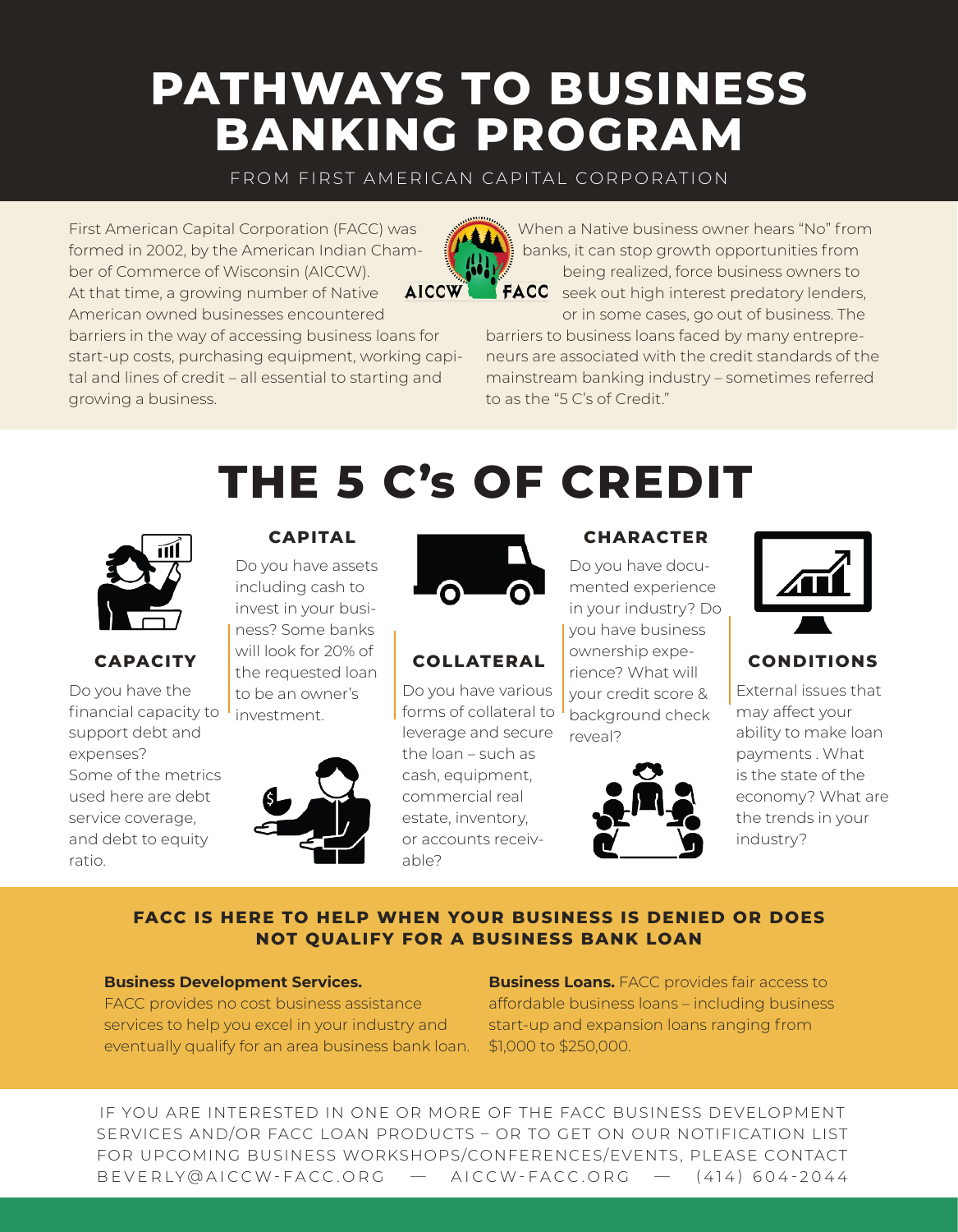# PATHWAYS TO BUSINESS BANKING PROGRAM

FROM FIRST AMERICAN CAPITAL CORPORATION

First American Capital Corporation (FACC) was formed in 2002, by the American Indian Chamber of Commerce of Wisconsin (AICCW). At that time, a growing number of Native American owned businesses encountered barriers in the way of accessing business loans for start-up costs, purchasing equipment, working capital and lines of credit – all essential to starting and growing a business.

When a Native business owner hears "No" from banks, it can stop growth opportunities from being realized, force business owners to seek out high interest predatory lenders, or in some cases, go out of business. The barriers to business loans faced by many entrepreneurs are associated with the credit standards of the mainstream banking industry – sometimes referred to as the "5 C's of Credit."

# THE 5 C's OF CREDIT

### CAPACITY

Do you have the financial capacity to support debt and expenses? Some of the metrics used here are debt service coverage, and debt to equity ratio.

### CAPITAL

Do you have assets including cash to invest in your business? Some banks will look for 20% of the requested loan to be an owner's investment.

### COLLATERAL

Do you have various forms of collateral to leverage and secure the loan – such as cash, equipment, commercial real estate, inventory, or accounts receivable?

### CHARACTER

Do you have documented experience in your industry? Do you have business ownership experience? What will your credit score & background check reveal?

### CONDITIONS

External issues that may affect your ability to make loan payments . What is the state of the economy? What are the trends in your industry?

## FACC IS HERE TO HELP WHEN YOUR BUSINESS IS DENIED OR DOES NOT QUALIFY FOR A BUSINESS BANK LOAN

**Business Development Services.** FACC provides no cost business assistance services to help you excel in your industry and eventually qualify for an area business bank loan.

**Business Loans.** FACC provides fair access to affordable business loans – including business start-up and expansion loans ranging from $1,000 to $250,000.

IF YOU ARE INTERESTED IN ONE OR MORE OF THE FACC BUSINESS DEVELOPMENT SERVICES AND/OR FACC LOAN PRODUCTS – OR TO GET ON OUR NOTIFICATION LIST FOR UPCOMING BUSINESS WORKSHOPS/CONFERENCES/EVENTS, PLEASE CONTACT BEVERLY@AICCW-FACC.ORG — AICCW-FACC.ORG — (414) 604-2044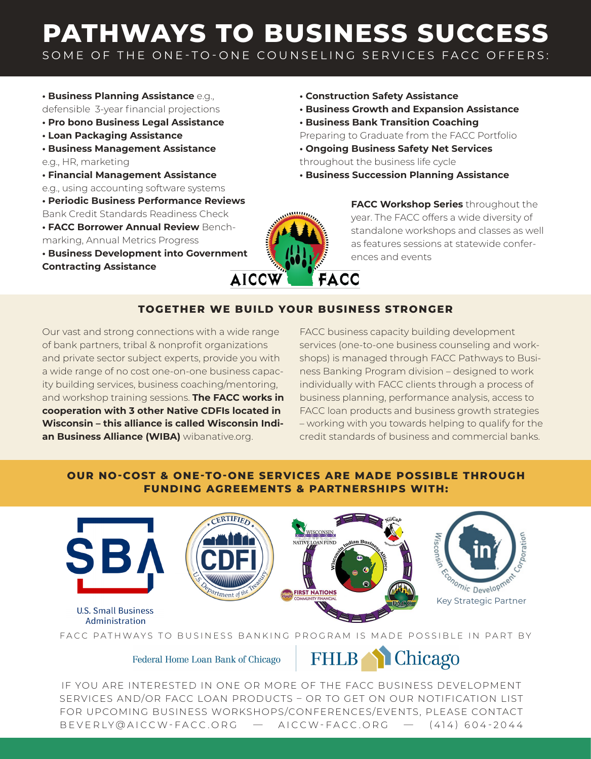# PATHWAYS TO BUSINESS SUCCESS

SOME OF THE ONE-TO-ONE COUNSELING SERVICES FACC OFFERS:

- **Business Planning Assistance** e.g., defensible 3-year financial projections
- **Pro bono Business Legal Assistance**
- **Loan Packaging Assistance**
- **Business Management Assistance** e.g., HR, marketing
- **Financial Management Assistance** e.g., using accounting software systems
- **Periodic Business Performance Reviews** Bank Credit Standards Readiness Check
- **FACC Borrower Annual Review** Benchmarking, Annual Metrics Progress
- **Business Development into Government Contracting Assistance**
- **Construction Safety Assistance**
- **Business Growth and Expansion Assistance**
- **Business Bank Transition Coaching** Preparing to Graduate from the FACC Portfolio
- **Ongoing Business Safety Net Services** throughout the business life cycle
- **Business Succession Planning Assistance**

AICCW FACC

**FACC Workshop Series** throughout the year. The FACC offers a wide diversity of standalone workshops and classes as well as features sessions at statewide conferences and events

## TOGETHER WE BUILD YOUR BUSINESS STRONGER

Our vast and strong connections with a wide range of bank partners, tribal & nonprofit organizations and private sector subject experts, provide you with a wide range of no cost one-on-one business capacity building services, business coaching/mentoring, and workshop training sessions. **The FACC works in cooperation with 3 other Native CDFIs located in Wisconsin – this alliance is called Wisconsin Indian Business Alliance (WIBA)** wibanative.org.

FACC business capacity building development services (one-to-one business counseling and workshops) is managed through FACC Pathways to Business Banking Program division – designed to work individually with FACC clients through a process of business planning, performance analysis, access to FACC loan products and business growth strategies – working with you towards helping to qualify for the credit standards of business and commercial banks.

## OUR NO-COST & ONE-TO-ONE SERVICES ARE MADE POSSIBLE THROUGH FUNDING AGREEMENTS & PARTNERSHIPS WITH:

SBA U.S. Small Business Administration

CERTIFIED CDFI U.S. Department of the Treasury

Wisconsin Indian Business Alliance — Wisconsin Native Loan Fund, NiiCaP, First Nations Community Financial, FACC

Wisconsin Economic Development Corporation — Key Strategic Partner

FACC PATHWAYS TO BUSINESS BANKING PROGRAM IS MADE POSSIBLE IN PART BY

Federal Home Loan Bank of Chicago — FHLB Chicago

IF YOU ARE INTERESTED IN ONE OR MORE OF THE FACC BUSINESS DEVELOPMENT SERVICES AND/OR FACC LOAN PRODUCTS – OR TO GET ON OUR NOTIFICATION LIST FOR UPCOMING BUSINESS WORKSHOPS/CONFERENCES/EVENTS, PLEASE CONTACT BEVERLY@AICCW-FACC.ORG — AICCW-FACC.ORG — (414) 604-2044